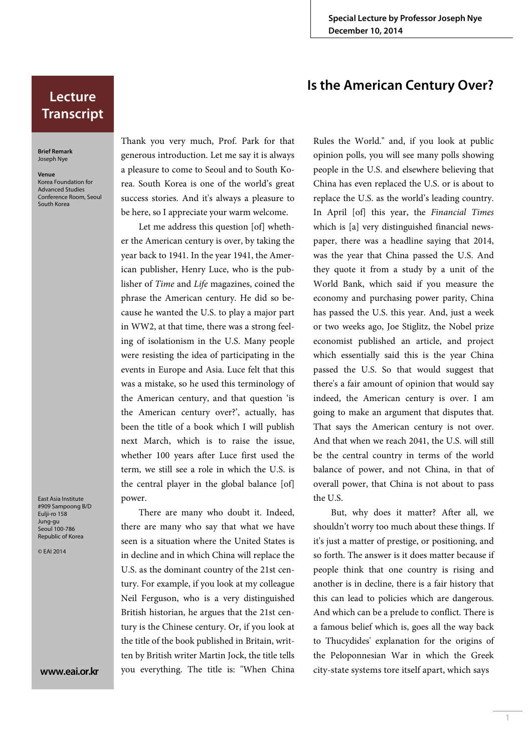Special Lecture by Professor Joseph Nye
December 10, 2014

# Lecture Transcript

# Is the American Century Over?

**Brief Remark**
Joseph Nye

**Venue**
Korea Foundation for Advanced Studies Conference Room, Seoul South Korea

Thank you very much, Prof. Park for that generous introduction. Let me say it is always a pleasure to come to Seoul and to South Korea. South Korea is one of the world's great success stories. And it's always a pleasure to be here, so I appreciate your warm welcome.

Let me address this question [of] whether the American century is over, by taking the year back to 1941. In the year 1941, the American publisher, Henry Luce, who is the publisher of *Time* and *Life* magazines, coined the phrase the American century. He did so because he wanted the U.S. to play a major part in WW2, at that time, there was a strong feeling of isolationism in the U.S. Many people were resisting the idea of participating in the events in Europe and Asia. Luce felt that this was a mistake, so he used this terminology of the American century, and that question 'is the American century over?', actually, has been the title of a book which I will publish next March, which is to raise the issue, whether 100 years after Luce first used the term, we still see a role in which the U.S. is the central player in the global balance [of] power.

There are many who doubt it. Indeed, there are many who say that what we have seen is a situation where the United States is in decline and in which China will replace the U.S. as the dominant country of the 21st century. For example, if you look at my colleague Neil Ferguson, who is a very distinguished British historian, he argues that the 21st century is the Chinese century. Or, if you look at the title of the book published in Britain, written by British writer Martin Jock, the title tells you everything. The title is: "When China Rules the World." and, if you look at public opinion polls, you will see many polls showing people in the U.S. and elsewhere believing that China has even replaced the U.S. or is about to replace the U.S. as the world's leading country. In April [of] this year, the *Financial Times* which is [a] very distinguished financial newspaper, there was a headline saying that 2014, was the year that China passed the U.S. And they quote it from a study by a unit of the World Bank, which said if you measure the economy and purchasing power parity, China has passed the U.S. this year. And, just a week or two weeks ago, Joe Stiglitz, the Nobel prize economist published an article, and project which essentially said this is the year China passed the U.S. So that would suggest that there's a fair amount of opinion that would say indeed, the American century is over. I am going to make an argument that disputes that. That says the American century is not over. And that when we reach 2041, the U.S. will still be the central country in terms of the world balance of power, and not China, in that of overall power, that China is not about to pass the U.S.

But, why does it matter? After all, we shouldn't worry too much about these things. If it's just a matter of prestige, or positioning, and so forth. The answer is it does matter because if people think that one country is rising and another is in decline, there is a fair history that this can lead to policies which are dangerous. And which can be a prelude to conflict. There is a famous belief which is, goes all the way back to Thucydides' explanation for the origins of the Peloponnesian War in which the Greek city-state systems tore itself apart, which says

East Asia Institute
#909 Sampoong B/D
Eulji-ro 158
Jung-gu
Seoul 100-786
Republic of Korea

© EAI 2014

**www.eai.or.kr**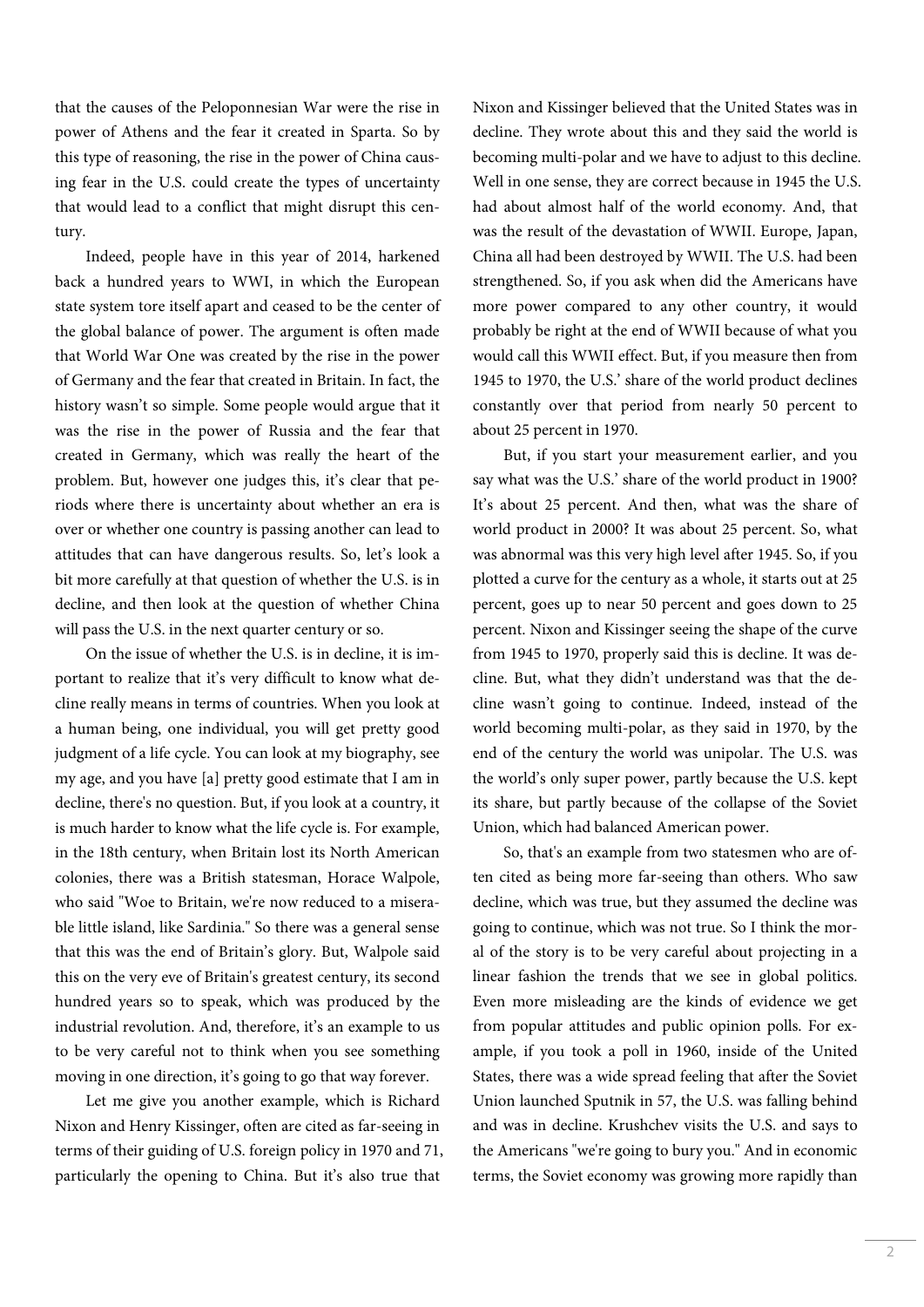that the causes of the Peloponnesian War were the rise in power of Athens and the fear it created in Sparta. So by this type of reasoning, the rise in the power of China causing fear in the U.S. could create the types of uncertainty that would lead to a conflict that might disrupt this century.

Indeed, people have in this year of 2014, harkened back a hundred years to WWI, in which the European state system tore itself apart and ceased to be the center of the global balance of power. The argument is often made that World War One was created by the rise in the power of Germany and the fear that created in Britain. In fact, the history wasn't so simple. Some people would argue that it was the rise in the power of Russia and the fear that created in Germany, which was really the heart of the problem. But, however one judges this, it's clear that periods where there is uncertainty about whether an era is over or whether one country is passing another can lead to attitudes that can have dangerous results. So, let's look a bit more carefully at that question of whether the U.S. is in decline, and then look at the question of whether China will pass the U.S. in the next quarter century or so.

On the issue of whether the U.S. is in decline, it is important to realize that it's very difficult to know what decline really means in terms of countries. When you look at a human being, one individual, you will get pretty good judgment of a life cycle. You can look at my biography, see my age, and you have [a] pretty good estimate that I am in decline, there's no question. But, if you look at a country, it is much harder to know what the life cycle is. For example, in the 18th century, when Britain lost its North American colonies, there was a British statesman, Horace Walpole, who said "Woe to Britain, we're now reduced to a miserable little island, like Sardinia." So there was a general sense that this was the end of Britain's glory. But, Walpole said this on the very eve of Britain's greatest century, its second hundred years so to speak, which was produced by the industrial revolution. And, therefore, it's an example to us to be very careful not to think when you see something moving in one direction, it's going to go that way forever.

Let me give you another example, which is Richard Nixon and Henry Kissinger, often are cited as far-seeing in terms of their guiding of U.S. foreign policy in 1970 and 71, particularly the opening to China. But it's also true that Nixon and Kissinger believed that the United States was in decline. They wrote about this and they said the world is becoming multi-polar and we have to adjust to this decline. Well in one sense, they are correct because in 1945 the U.S. had about almost half of the world economy. And, that was the result of the devastation of WWII. Europe, Japan, China all had been destroyed by WWII. The U.S. had been strengthened. So, if you ask when did the Americans have more power compared to any other country, it would probably be right at the end of WWII because of what you would call this WWII effect. But, if you measure then from 1945 to 1970, the U.S.' share of the world product declines constantly over that period from nearly 50 percent to about 25 percent in 1970.

But, if you start your measurement earlier, and you say what was the U.S.' share of the world product in 1900? It's about 25 percent. And then, what was the share of world product in 2000? It was about 25 percent. So, what was abnormal was this very high level after 1945. So, if you plotted a curve for the century as a whole, it starts out at 25 percent, goes up to near 50 percent and goes down to 25 percent. Nixon and Kissinger seeing the shape of the curve from 1945 to 1970, properly said this is decline. It was decline. But, what they didn't understand was that the decline wasn't going to continue. Indeed, instead of the world becoming multi-polar, as they said in 1970, by the end of the century the world was unipolar. The U.S. was the world's only super power, partly because the U.S. kept its share, but partly because of the collapse of the Soviet Union, which had balanced American power.

So, that's an example from two statesmen who are often cited as being more far-seeing than others. Who saw decline, which was true, but they assumed the decline was going to continue, which was not true. So I think the moral of the story is to be very careful about projecting in a linear fashion the trends that we see in global politics. Even more misleading are the kinds of evidence we get from popular attitudes and public opinion polls. For example, if you took a poll in 1960, inside of the United States, there was a wide spread feeling that after the Soviet Union launched Sputnik in 57, the U.S. was falling behind and was in decline. Krushchev visits the U.S. and says to the Americans "we're going to bury you." And in economic terms, the Soviet economy was growing more rapidly than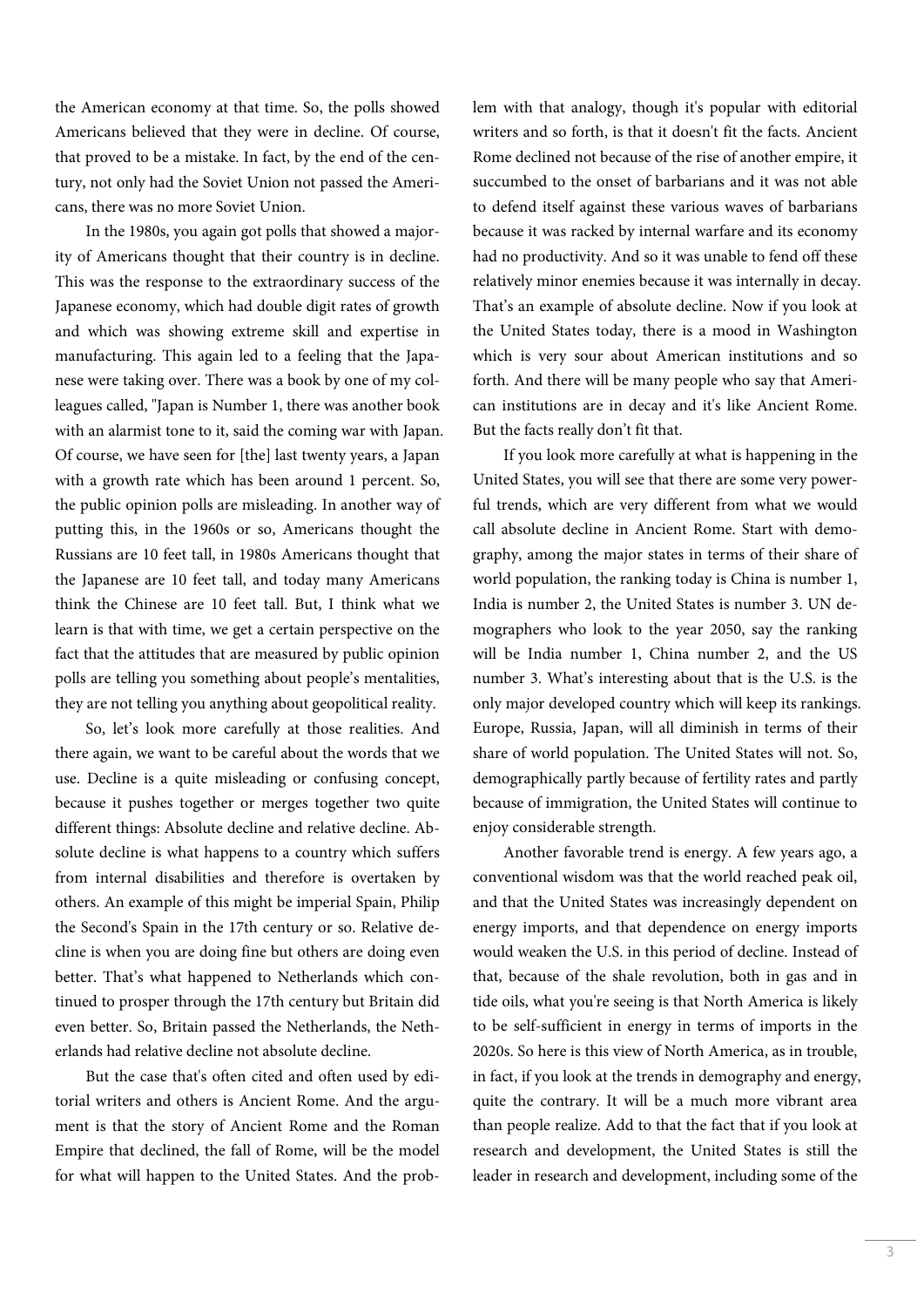the American economy at that time. So, the polls showed Americans believed that they were in decline. Of course, that proved to be a mistake. In fact, by the end of the century, not only had the Soviet Union not passed the Americans, there was no more Soviet Union.

In the 1980s, you again got polls that showed a majority of Americans thought that their country is in decline. This was the response to the extraordinary success of the Japanese economy, which had double digit rates of growth and which was showing extreme skill and expertise in manufacturing. This again led to a feeling that the Japanese were taking over. There was a book by one of my colleagues called, "Japan is Number 1, there was another book with an alarmist tone to it, said the coming war with Japan. Of course, we have seen for [the] last twenty years, a Japan with a growth rate which has been around 1 percent. So, the public opinion polls are misleading. In another way of putting this, in the 1960s or so, Americans thought the Russians are 10 feet tall, in 1980s Americans thought that the Japanese are 10 feet tall, and today many Americans think the Chinese are 10 feet tall. But, I think what we learn is that with time, we get a certain perspective on the fact that the attitudes that are measured by public opinion polls are telling you something about people's mentalities, they are not telling you anything about geopolitical reality.

So, let's look more carefully at those realities. And there again, we want to be careful about the words that we use. Decline is a quite misleading or confusing concept, because it pushes together or merges together two quite different things: Absolute decline and relative decline. Absolute decline is what happens to a country which suffers from internal disabilities and therefore is overtaken by others. An example of this might be imperial Spain, Philip the Second's Spain in the 17th century or so. Relative decline is when you are doing fine but others are doing even better. That's what happened to Netherlands which continued to prosper through the 17th century but Britain did even better. So, Britain passed the Netherlands, the Netherlands had relative decline not absolute decline.

But the case that's often cited and often used by editorial writers and others is Ancient Rome. And the argument is that the story of Ancient Rome and the Roman Empire that declined, the fall of Rome, will be the model for what will happen to the United States. And the problem with that analogy, though it's popular with editorial writers and so forth, is that it doesn't fit the facts. Ancient Rome declined not because of the rise of another empire, it succumbed to the onset of barbarians and it was not able to defend itself against these various waves of barbarians because it was racked by internal warfare and its economy had no productivity. And so it was unable to fend off these relatively minor enemies because it was internally in decay. That's an example of absolute decline. Now if you look at the United States today, there is a mood in Washington which is very sour about American institutions and so forth. And there will be many people who say that American institutions are in decay and it's like Ancient Rome. But the facts really don't fit that.

If you look more carefully at what is happening in the United States, you will see that there are some very powerful trends, which are very different from what we would call absolute decline in Ancient Rome. Start with demography, among the major states in terms of their share of world population, the ranking today is China is number 1, India is number 2, the United States is number 3. UN demographers who look to the year 2050, say the ranking will be India number 1, China number 2, and the US number 3. What's interesting about that is the U.S. is the only major developed country which will keep its rankings. Europe, Russia, Japan, will all diminish in terms of their share of world population. The United States will not. So, demographically partly because of fertility rates and partly because of immigration, the United States will continue to enjoy considerable strength.

Another favorable trend is energy. A few years ago, a conventional wisdom was that the world reached peak oil, and that the United States was increasingly dependent on energy imports, and that dependence on energy imports would weaken the U.S. in this period of decline. Instead of that, because of the shale revolution, both in gas and in tide oils, what you're seeing is that North America is likely to be self-sufficient in energy in terms of imports in the 2020s. So here is this view of North America, as in trouble, in fact, if you look at the trends in demography and energy, quite the contrary. It will be a much more vibrant area than people realize. Add to that the fact that if you look at research and development, the United States is still the leader in research and development, including some of the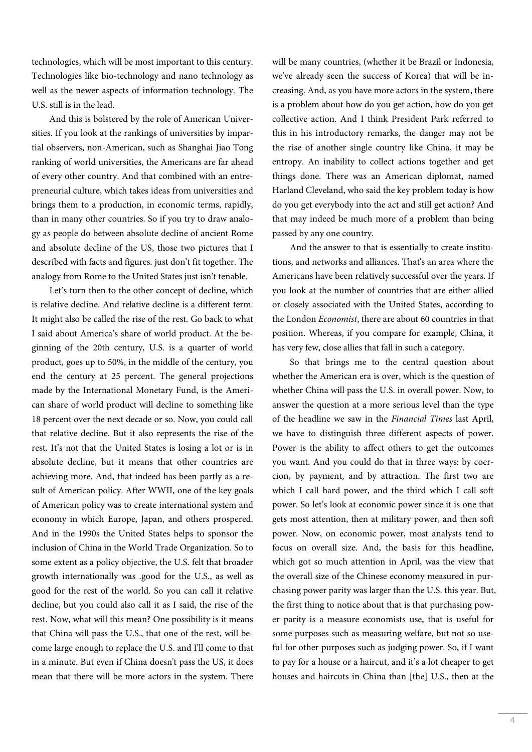technologies, which will be most important to this century. Technologies like bio-technology and nano technology as well as the newer aspects of information technology. The U.S. still is in the lead.

And this is bolstered by the role of American Universities. If you look at the rankings of universities by impartial observers, non-American, such as Shanghai Jiao Tong ranking of world universities, the Americans are far ahead of every other country. And that combined with an entrepreneurial culture, which takes ideas from universities and brings them to a production, in economic terms, rapidly, than in many other countries. So if you try to draw analogy as people do between absolute decline of ancient Rome and absolute decline of the US, those two pictures that I described with facts and figures. just don't fit together. The analogy from Rome to the United States just isn't tenable.

Let's turn then to the other concept of decline, which is relative decline. And relative decline is a different term. It might also be called the rise of the rest. Go back to what I said about America's share of world product. At the beginning of the 20th century, U.S. is a quarter of world product, goes up to 50%, in the middle of the century, you end the century at 25 percent. The general projections made by the International Monetary Fund, is the American share of world product will decline to something like 18 percent over the next decade or so. Now, you could call that relative decline. But it also represents the rise of the rest. It's not that the United States is losing a lot or is in absolute decline, but it means that other countries are achieving more. And, that indeed has been partly as a result of American policy. After WWII, one of the key goals of American policy was to create international system and economy in which Europe, Japan, and others prospered. And in the 1990s the United States helps to sponsor the inclusion of China in the World Trade Organization. So to some extent as a policy objective, the U.S. felt that broader growth internationally was .good for the U.S., as well as good for the rest of the world. So you can call it relative decline, but you could also call it as I said, the rise of the rest. Now, what will this mean? One possibility is it means that China will pass the U.S., that one of the rest, will become large enough to replace the U.S. and I'll come to that in a minute. But even if China doesn't pass the US, it does mean that there will be more actors in the system. There will be many countries, (whether it be Brazil or Indonesia, we've already seen the success of Korea) that will be increasing. And, as you have more actors in the system, there is a problem about how do you get action, how do you get collective action. And I think President Park referred to this in his introductory remarks, the danger may not be the rise of another single country like China, it may be entropy. An inability to collect actions together and get things done. There was an American diplomat, named Harland Cleveland, who said the key problem today is how do you get everybody into the act and still get action? And that may indeed be much more of a problem than being passed by any one country.

And the answer to that is essentially to create institutions, and networks and alliances. That's an area where the Americans have been relatively successful over the years. If you look at the number of countries that are either allied or closely associated with the United States, according to the London *Economist*, there are about 60 countries in that position. Whereas, if you compare for example, China, it has very few, close allies that fall in such a category.

So that brings me to the central question about whether the American era is over, which is the question of whether China will pass the U.S. in overall power. Now, to answer the question at a more serious level than the type of the headline we saw in the *Financial Times* last April, we have to distinguish three different aspects of power. Power is the ability to affect others to get the outcomes you want. And you could do that in three ways: by coercion, by payment, and by attraction. The first two are which I call hard power, and the third which I call soft power. So let's look at economic power since it is one that gets most attention, then at military power, and then soft power. Now, on economic power, most analysts tend to focus on overall size. And, the basis for this headline, which got so much attention in April, was the view that the overall size of the Chinese economy measured in purchasing power parity was larger than the U.S. this year. But, the first thing to notice about that is that purchasing power parity is a measure economists use, that is useful for some purposes such as measuring welfare, but not so useful for other purposes such as judging power. So, if I want to pay for a house or a haircut, and it's a lot cheaper to get houses and haircuts in China than [the] U.S., then at the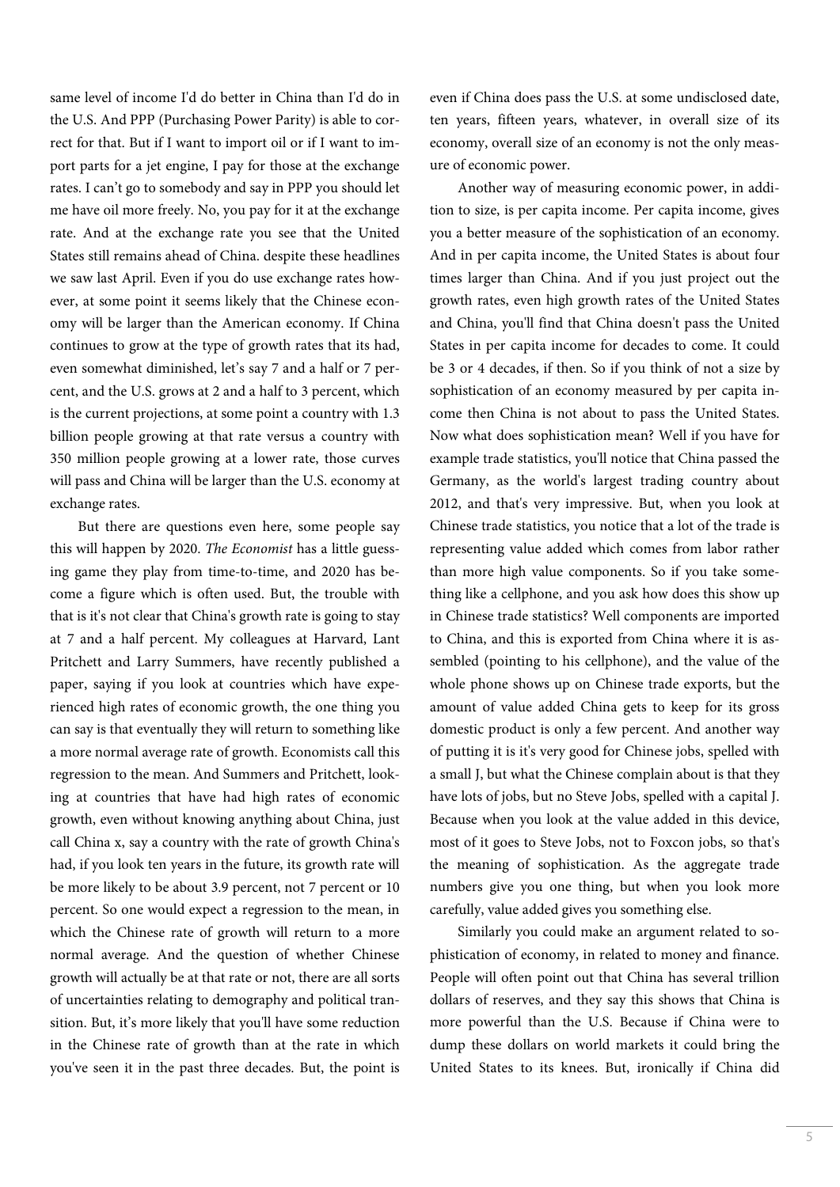same level of income I'd do better in China than I'd do in the U.S. And PPP (Purchasing Power Parity) is able to correct for that. But if I want to import oil or if I want to import parts for a jet engine, I pay for those at the exchange rates. I can't go to somebody and say in PPP you should let me have oil more freely. No, you pay for it at the exchange rate. And at the exchange rate you see that the United States still remains ahead of China. despite these headlines we saw last April. Even if you do use exchange rates however, at some point it seems likely that the Chinese economy will be larger than the American economy. If China continues to grow at the type of growth rates that its had, even somewhat diminished, let's say 7 and a half or 7 percent, and the U.S. grows at 2 and a half to 3 percent, which is the current projections, at some point a country with 1.3 billion people growing at that rate versus a country with 350 million people growing at a lower rate, those curves will pass and China will be larger than the U.S. economy at exchange rates.

But there are questions even here, some people say this will happen by 2020. *The Economist* has a little guessing game they play from time-to-time, and 2020 has become a figure which is often used. But, the trouble with that is it's not clear that China's growth rate is going to stay at 7 and a half percent. My colleagues at Harvard, Lant Pritchett and Larry Summers, have recently published a paper, saying if you look at countries which have experienced high rates of economic growth, the one thing you can say is that eventually they will return to something like a more normal average rate of growth. Economists call this regression to the mean. And Summers and Pritchett, looking at countries that have had high rates of economic growth, even without knowing anything about China, just call China x, say a country with the rate of growth China's had, if you look ten years in the future, its growth rate will be more likely to be about 3.9 percent, not 7 percent or 10 percent. So one would expect a regression to the mean, in which the Chinese rate of growth will return to a more normal average. And the question of whether Chinese growth will actually be at that rate or not, there are all sorts of uncertainties relating to demography and political transition. But, it's more likely that you'll have some reduction in the Chinese rate of growth than at the rate in which you've seen it in the past three decades. But, the point is even if China does pass the U.S. at some undisclosed date, ten years, fifteen years, whatever, in overall size of its economy, overall size of an economy is not the only measure of economic power.

Another way of measuring economic power, in addition to size, is per capita income. Per capita income, gives you a better measure of the sophistication of an economy. And in per capita income, the United States is about four times larger than China. And if you just project out the growth rates, even high growth rates of the United States and China, you'll find that China doesn't pass the United States in per capita income for decades to come. It could be 3 or 4 decades, if then. So if you think of not a size by sophistication of an economy measured by per capita income then China is not about to pass the United States. Now what does sophistication mean? Well if you have for example trade statistics, you'll notice that China passed the Germany, as the world's largest trading country about 2012, and that's very impressive. But, when you look at Chinese trade statistics, you notice that a lot of the trade is representing value added which comes from labor rather than more high value components. So if you take something like a cellphone, and you ask how does this show up in Chinese trade statistics? Well components are imported to China, and this is exported from China where it is assembled (pointing to his cellphone), and the value of the whole phone shows up on Chinese trade exports, but the amount of value added China gets to keep for its gross domestic product is only a few percent. And another way of putting it is it's very good for Chinese jobs, spelled with a small J, but what the Chinese complain about is that they have lots of jobs, but no Steve Jobs, spelled with a capital J. Because when you look at the value added in this device, most of it goes to Steve Jobs, not to Foxcon jobs, so that's the meaning of sophistication. As the aggregate trade numbers give you one thing, but when you look more carefully, value added gives you something else.

Similarly you could make an argument related to sophistication of economy, in related to money and finance. People will often point out that China has several trillion dollars of reserves, and they say this shows that China is more powerful than the U.S. Because if China were to dump these dollars on world markets it could bring the United States to its knees. But, ironically if China did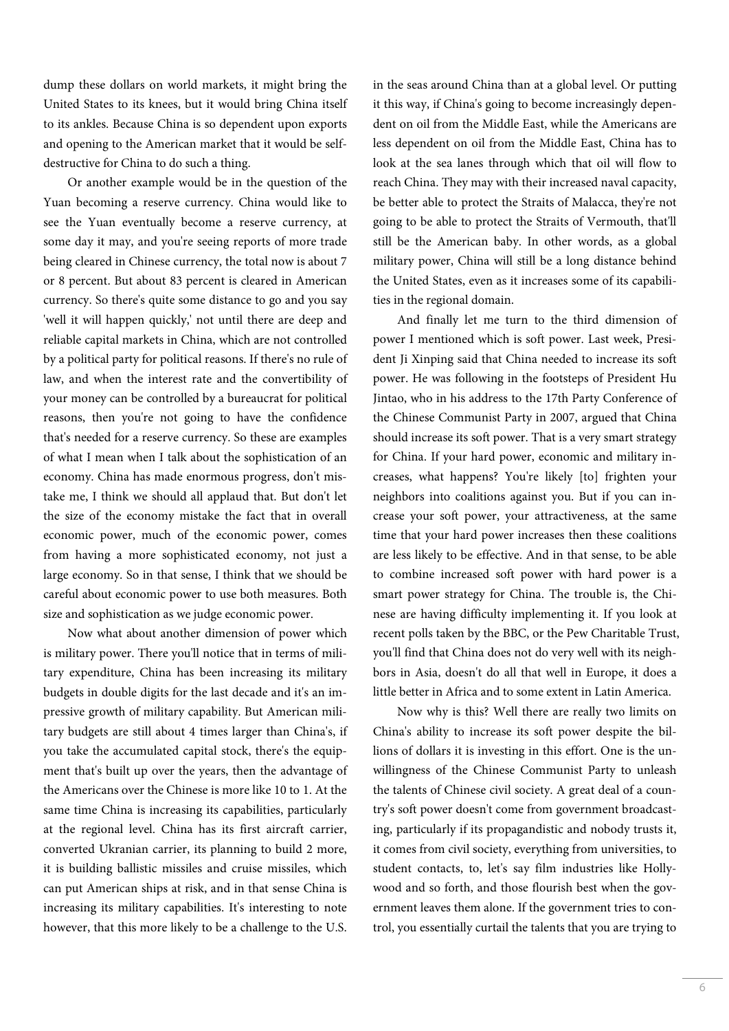dump these dollars on world markets, it might bring the United States to its knees, but it would bring China itself to its ankles. Because China is so dependent upon exports and opening to the American market that it would be self-destructive for China to do such a thing.

Or another example would be in the question of the Yuan becoming a reserve currency. China would like to see the Yuan eventually become a reserve currency, at some day it may, and you're seeing reports of more trade being cleared in Chinese currency, the total now is about 7 or 8 percent. But about 83 percent is cleared in American currency. So there's quite some distance to go and you say 'well it will happen quickly,' not until there are deep and reliable capital markets in China, which are not controlled by a political party for political reasons. If there's no rule of law, and when the interest rate and the convertibility of your money can be controlled by a bureaucrat for political reasons, then you're not going to have the confidence that's needed for a reserve currency. So these are examples of what I mean when I talk about the sophistication of an economy. China has made enormous progress, don't mistake me, I think we should all applaud that. But don't let the size of the economy mistake the fact that in overall economic power, much of the economic power, comes from having a more sophisticated economy, not just a large economy. So in that sense, I think that we should be careful about economic power to use both measures. Both size and sophistication as we judge economic power.

Now what about another dimension of power which is military power. There you'll notice that in terms of military expenditure, China has been increasing its military budgets in double digits for the last decade and it's an impressive growth of military capability. But American military budgets are still about 4 times larger than China's, if you take the accumulated capital stock, there's the equipment that's built up over the years, then the advantage of the Americans over the Chinese is more like 10 to 1. At the same time China is increasing its capabilities, particularly at the regional level. China has its first aircraft carrier, converted Ukranian carrier, its planning to build 2 more, it is building ballistic missiles and cruise missiles, which can put American ships at risk, and in that sense China is increasing its military capabilities. It's interesting to note however, that this more likely to be a challenge to the U.S. in the seas around China than at a global level. Or putting it this way, if China's going to become increasingly dependent on oil from the Middle East, while the Americans are less dependent on oil from the Middle East, China has to look at the sea lanes through which that oil will flow to reach China. They may with their increased naval capacity, be better able to protect the Straits of Malacca, they're not going to be able to protect the Straits of Vermouth, that'll still be the American baby. In other words, as a global military power, China will still be a long distance behind the United States, even as it increases some of its capabilities in the regional domain.

And finally let me turn to the third dimension of power I mentioned which is soft power. Last week, President Ji Xinping said that China needed to increase its soft power. He was following in the footsteps of President Hu Jintao, who in his address to the 17th Party Conference of the Chinese Communist Party in 2007, argued that China should increase its soft power. That is a very smart strategy for China. If your hard power, economic and military increases, what happens? You're likely [to] frighten your neighbors into coalitions against you. But if you can increase your soft power, your attractiveness, at the same time that your hard power increases then these coalitions are less likely to be effective. And in that sense, to be able to combine increased soft power with hard power is a smart power strategy for China. The trouble is, the Chinese are having difficulty implementing it. If you look at recent polls taken by the BBC, or the Pew Charitable Trust, you'll find that China does not do very well with its neighbors in Asia, doesn't do all that well in Europe, it does a little better in Africa and to some extent in Latin America.

Now why is this? Well there are really two limits on China's ability to increase its soft power despite the billions of dollars it is investing in this effort. One is the unwillingness of the Chinese Communist Party to unleash the talents of Chinese civil society. A great deal of a country's soft power doesn't come from government broadcasting, particularly if its propagandistic and nobody trusts it, it comes from civil society, everything from universities, to student contacts, to, let's say film industries like Hollywood and so forth, and those flourish best when the government leaves them alone. If the government tries to control, you essentially curtail the talents that you are trying to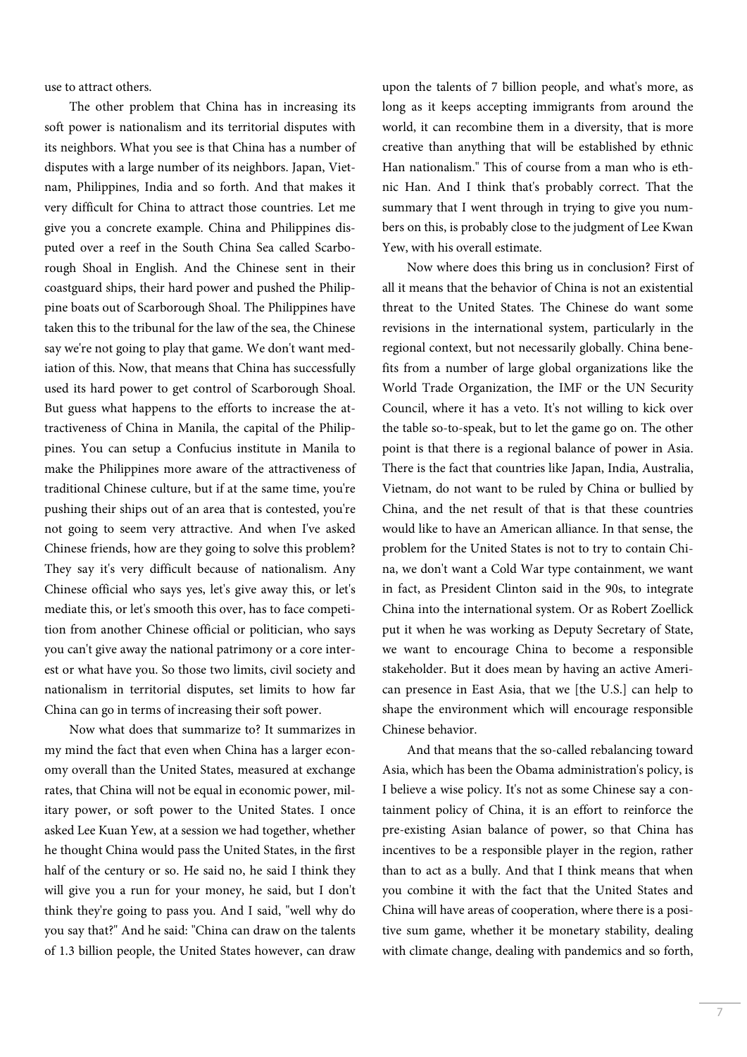use to attract others.

The other problem that China has in increasing its soft power is nationalism and its territorial disputes with its neighbors. What you see is that China has a number of disputes with a large number of its neighbors. Japan, Vietnam, Philippines, India and so forth. And that makes it very difficult for China to attract those countries. Let me give you a concrete example. China and Philippines disputed over a reef in the South China Sea called Scarborough Shoal in English. And the Chinese sent in their coastguard ships, their hard power and pushed the Philippine boats out of Scarborough Shoal. The Philippines have taken this to the tribunal for the law of the sea, the Chinese say we're not going to play that game. We don't want mediation of this. Now, that means that China has successfully used its hard power to get control of Scarborough Shoal. But guess what happens to the efforts to increase the attractiveness of China in Manila, the capital of the Philippines. You can setup a Confucius institute in Manila to make the Philippines more aware of the attractiveness of traditional Chinese culture, but if at the same time, you're pushing their ships out of an area that is contested, you're not going to seem very attractive. And when I've asked Chinese friends, how are they going to solve this problem? They say it's very difficult because of nationalism. Any Chinese official who says yes, let's give away this, or let's mediate this, or let's smooth this over, has to face competition from another Chinese official or politician, who says you can't give away the national patrimony or a core interest or what have you. So those two limits, civil society and nationalism in territorial disputes, set limits to how far China can go in terms of increasing their soft power.

Now what does that summarize to? It summarizes in my mind the fact that even when China has a larger economy overall than the United States, measured at exchange rates, that China will not be equal in economic power, military power, or soft power to the United States. I once asked Lee Kuan Yew, at a session we had together, whether he thought China would pass the United States, in the first half of the century or so. He said no, he said I think they will give you a run for your money, he said, but I don't think they're going to pass you. And I said, "well why do you say that?" And he said: "China can draw on the talents of 1.3 billion people, the United States however, can draw upon the talents of 7 billion people, and what's more, as long as it keeps accepting immigrants from around the world, it can recombine them in a diversity, that is more creative than anything that will be established by ethnic Han nationalism." This of course from a man who is ethnic Han. And I think that's probably correct. That the summary that I went through in trying to give you numbers on this, is probably close to the judgment of Lee Kwan Yew, with his overall estimate.

Now where does this bring us in conclusion? First of all it means that the behavior of China is not an existential threat to the United States. The Chinese do want some revisions in the international system, particularly in the regional context, but not necessarily globally. China benefits from a number of large global organizations like the World Trade Organization, the IMF or the UN Security Council, where it has a veto. It's not willing to kick over the table so-to-speak, but to let the game go on. The other point is that there is a regional balance of power in Asia. There is the fact that countries like Japan, India, Australia, Vietnam, do not want to be ruled by China or bullied by China, and the net result of that is that these countries would like to have an American alliance. In that sense, the problem for the United States is not to try to contain China, we don't want a Cold War type containment, we want in fact, as President Clinton said in the 90s, to integrate China into the international system. Or as Robert Zoellick put it when he was working as Deputy Secretary of State, we want to encourage China to become a responsible stakeholder. But it does mean by having an active American presence in East Asia, that we [the U.S.] can help to shape the environment which will encourage responsible Chinese behavior.

And that means that the so-called rebalancing toward Asia, which has been the Obama administration's policy, is I believe a wise policy. It's not as some Chinese say a containment policy of China, it is an effort to reinforce the pre-existing Asian balance of power, so that China has incentives to be a responsible player in the region, rather than to act as a bully. And that I think means that when you combine it with the fact that the United States and China will have areas of cooperation, where there is a positive sum game, whether it be monetary stability, dealing with climate change, dealing with pandemics and so forth,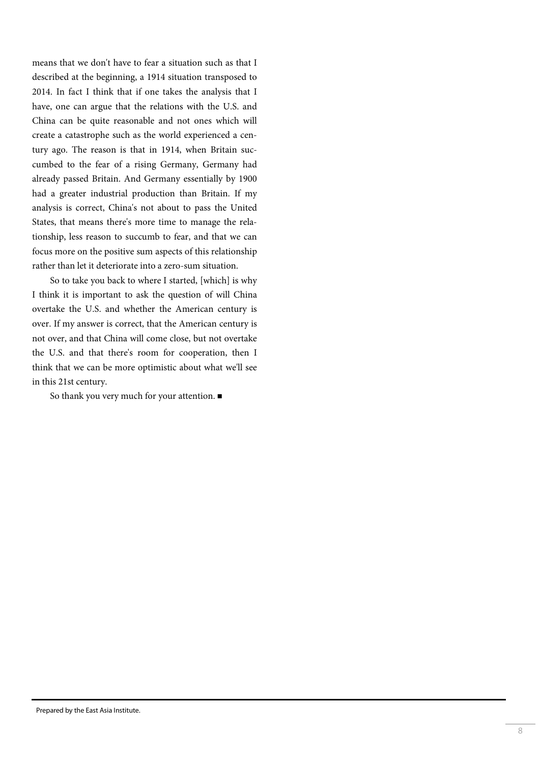means that we don't have to fear a situation such as that I described at the beginning, a 1914 situation transposed to 2014. In fact I think that if one takes the analysis that I have, one can argue that the relations with the U.S. and China can be quite reasonable and not ones which will create a catastrophe such as the world experienced a century ago. The reason is that in 1914, when Britain succumbed to the fear of a rising Germany, Germany had already passed Britain. And Germany essentially by 1900 had a greater industrial production than Britain. If my analysis is correct, China's not about to pass the United States, that means there's more time to manage the relationship, less reason to succumb to fear, and that we can focus more on the positive sum aspects of this relationship rather than let it deteriorate into a zero-sum situation.

So to take you back to where I started, [which] is why I think it is important to ask the question of will China overtake the U.S. and whether the American century is over. If my answer is correct, that the American century is not over, and that China will come close, but not overtake the U.S. and that there's room for cooperation, then I think that we can be more optimistic about what we'll see in this 21st century.

So thank you very much for your attention. ■

Prepared by the East Asia Institute.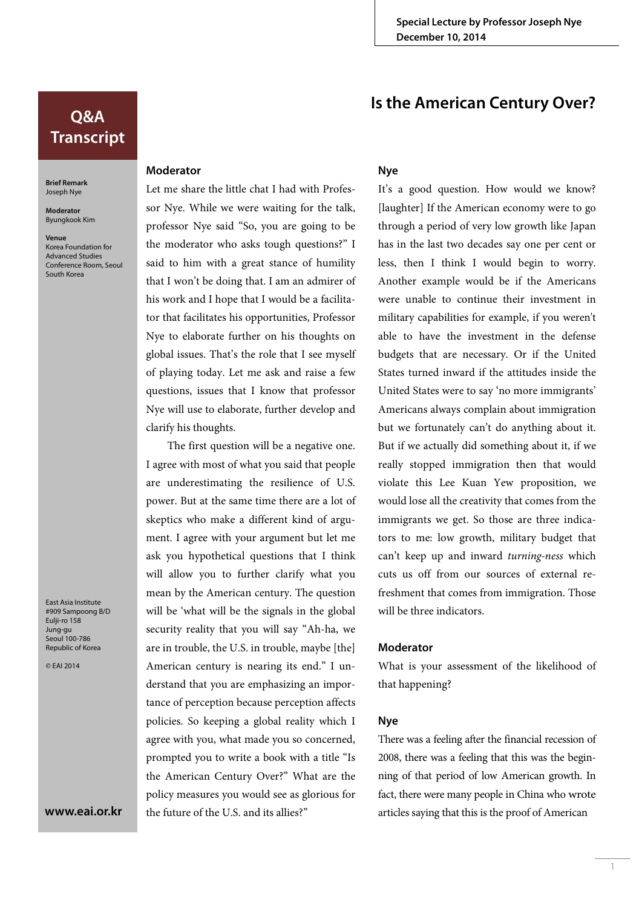# Is the American Century Over?

## Q&A Transcript

**Brief Remark**
Joseph Nye

**Moderator**
Byungkook Kim

**Venue**
Korea Foundation for Advanced Studies Conference Room, Seoul South Korea

### Moderator

Let me share the little chat I had with Professor Nye. While we were waiting for the talk, professor Nye said "So, you are going to be the moderator who asks tough questions?" I said to him with a great stance of humility that I won't be doing that. I am an admirer of his work and I hope that I would be a facilitator that facilitates his opportunities, Professor Nye to elaborate further on his thoughts on global issues. That's the role that I see myself of playing today. Let me ask and raise a few questions, issues that I know that professor Nye will use to elaborate, further develop and clarify his thoughts.

The first question will be a negative one. I agree with most of what you said that people are underestimating the resilience of U.S. power. But at the same time there are a lot of skeptics who make a different kind of argument. I agree with your argument but let me ask you hypothetical questions that I think will allow you to further clarify what you mean by the American century. The question will be 'what will be the signals in the global security reality that you will say "Ah-ha, we are in trouble, the U.S. in trouble, maybe [the] American century is nearing its end." I understand that you are emphasizing an importance of perception because perception affects policies. So keeping a global reality which I agree with you, what made you so concerned, prompted you to write a book with a title "Is the American Century Over?" What are the policy measures you would see as glorious for the future of the U.S. and its allies?"

### Nye

It's a good question. How would we know? [laughter] If the American economy were to go through a period of very low growth like Japan has in the last two decades say one per cent or less, then I think I would begin to worry. Another example would be if the Americans were unable to continue their investment in military capabilities for example, if you weren't able to have the investment in the defense budgets that are necessary. Or if the United States turned inward if the attitudes inside the United States were to say 'no more immigrants' Americans always complain about immigration but we fortunately can't do anything about it. But if we actually did something about it, if we really stopped immigration then that would violate this Lee Kuan Yew proposition, we would lose all the creativity that comes from the immigrants we get. So those are three indicators to me: low growth, military budget that can't keep up and inward *turning-ness* which cuts us off from our sources of external refreshment that comes from immigration. Those will be three indicators.

### Moderator

What is your assessment of the likelihood of that happening?

### Nye

There was a feeling after the financial recession of 2008, there was a feeling that this was the beginning of that period of low American growth. In fact, there were many people in China who wrote articles saying that this is the proof of American

East Asia Institute
#909 Sampoong B/D
Eulji-ro 158
Jung-gu
Seoul 100-786
Republic of Korea

© EAI 2014

www.eai.or.kr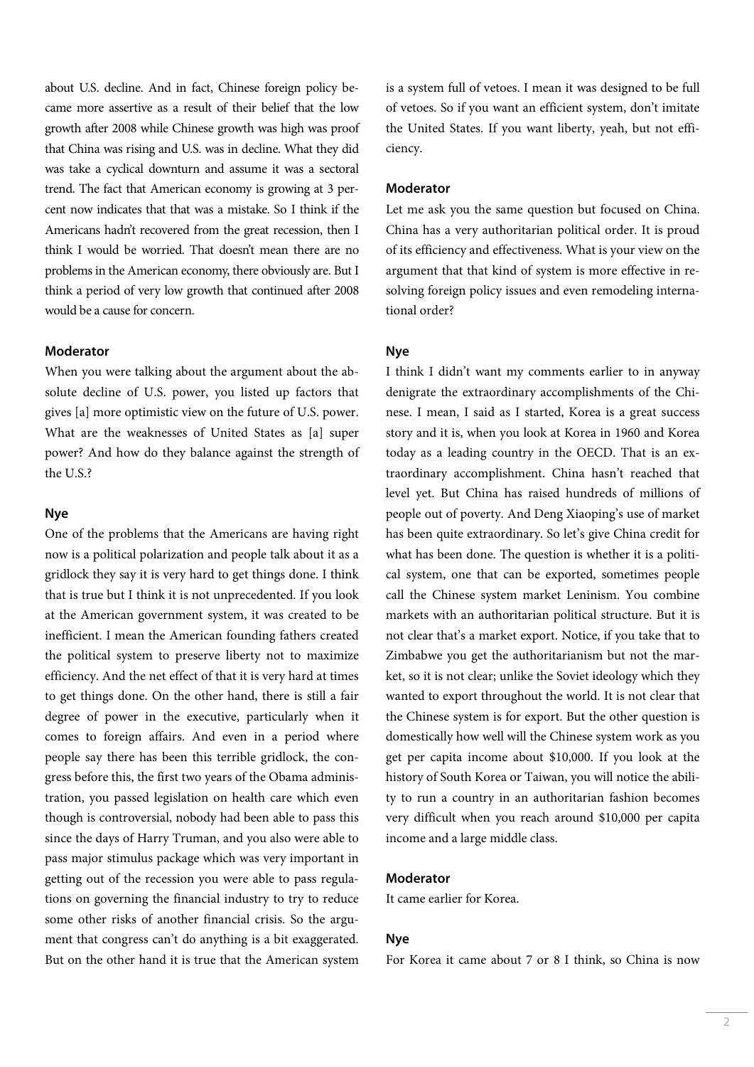about U.S. decline. And in fact, Chinese foreign policy became more assertive as a result of their belief that the low growth after 2008 while Chinese growth was high was proof that China was rising and U.S. was in decline. What they did was take a cyclical downturn and assume it was a sectoral trend. The fact that American economy is growing at 3 percent now indicates that that was a mistake. So I think if the Americans hadn't recovered from the great recession, then I think I would be worried. That doesn't mean there are no problems in the American economy, there obviously are. But I think a period of very low growth that continued after 2008 would be a cause for concern.

**Moderator**

When you were talking about the argument about the absolute decline of U.S. power, you listed up factors that gives [a] more optimistic view on the future of U.S. power. What are the weaknesses of United States as [a] super power? And how do they balance against the strength of the U.S.?

**Nye**

One of the problems that the Americans are having right now is a political polarization and people talk about it as a gridlock they say it is very hard to get things done. I think that is true but I think it is not unprecedented. If you look at the American government system, it was created to be inefficient. I mean the American founding fathers created the political system to preserve liberty not to maximize efficiency. And the net effect of that it is very hard at times to get things done. On the other hand, there is still a fair degree of power in the executive, particularly when it comes to foreign affairs. And even in a period where people say there has been this terrible gridlock, the congress before this, the first two years of the Obama administration, you passed legislation on health care which even though is controversial, nobody had been able to pass this since the days of Harry Truman, and you also were able to pass major stimulus package which was very important in getting out of the recession you were able to pass regulations on governing the financial industry to try to reduce some other risks of another financial crisis. So the argument that congress can't do anything is a bit exaggerated. But on the other hand it is true that the American system is a system full of vetoes. I mean it was designed to be full of vetoes. So if you want an efficient system, don't imitate the United States. If you want liberty, yeah, but not efficiency.

**Moderator**

Let me ask you the same question but focused on China. China has a very authoritarian political order. It is proud of its efficiency and effectiveness. What is your view on the argument that that kind of system is more effective in resolving foreign policy issues and even remodeling international order?

**Nye**

I think I didn't want my comments earlier to in anyway denigrate the extraordinary accomplishments of the Chinese. I mean, I said as I started, Korea is a great success story and it is, when you look at Korea in 1960 and Korea today as a leading country in the OECD. That is an extraordinary accomplishment. China hasn't reached that level yet. But China has raised hundreds of millions of people out of poverty. And Deng Xiaoping's use of market has been quite extraordinary. So let's give China credit for what has been done. The question is whether it is a political system, one that can be exported, sometimes people call the Chinese system market Leninism. You combine markets with an authoritarian political structure. But it is not clear that's a market export. Notice, if you take that to Zimbabwe you get the authoritarianism but not the market, so it is not clear; unlike the Soviet ideology which they wanted to export throughout the world. It is not clear that the Chinese system is for export. But the other question is domestically how well will the Chinese system work as you get per capita income about $10,000. If you look at the history of South Korea or Taiwan, you will notice the ability to run a country in an authoritarian fashion becomes very difficult when you reach around $10,000 per capita income and a large middle class.

**Moderator**

It came earlier for Korea.

**Nye**

For Korea it came about 7 or 8 I think, so China is now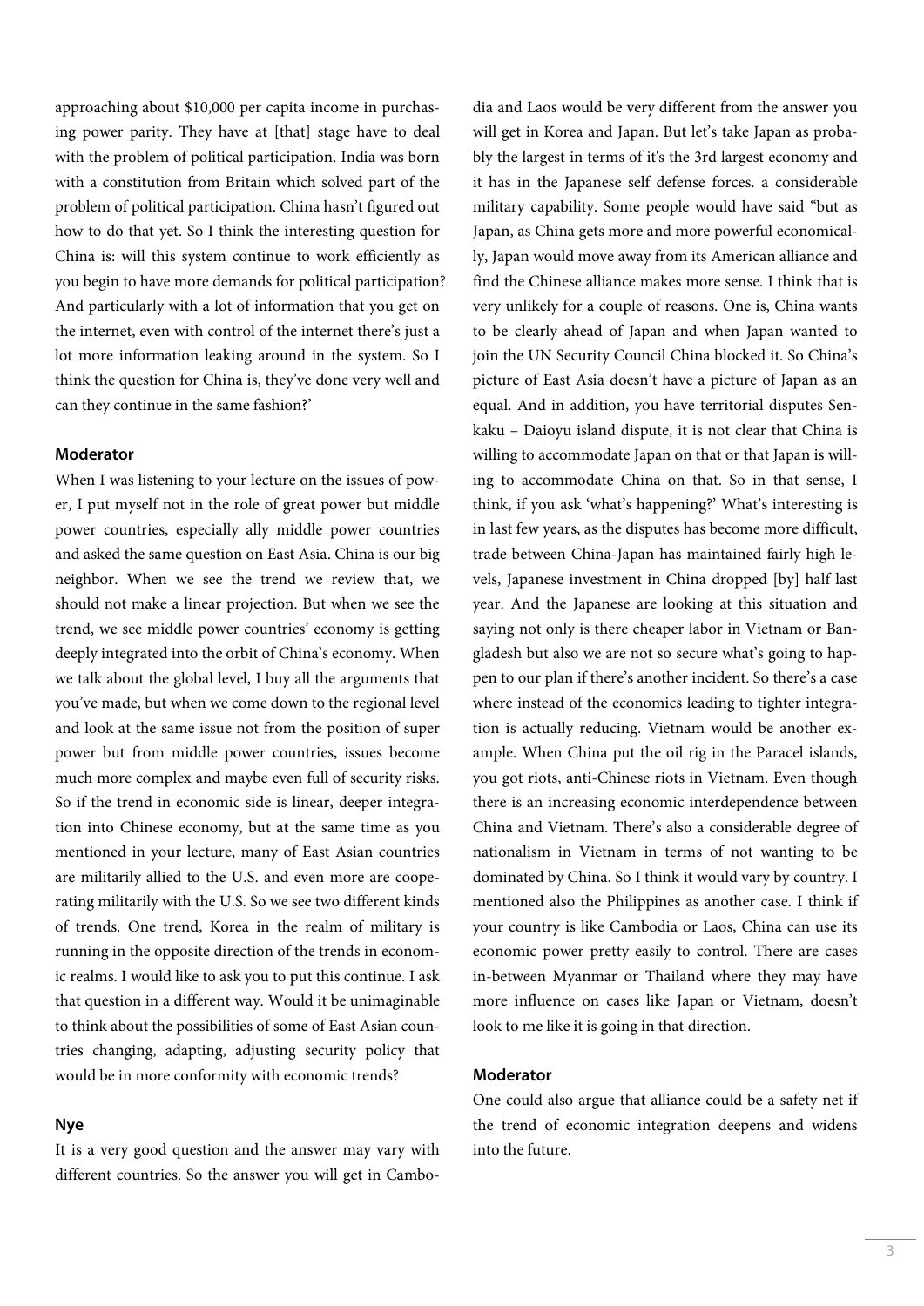approaching about $10,000 per capita income in purchasing power parity. They have at [that] stage have to deal with the problem of political participation. India was born with a constitution from Britain which solved part of the problem of political participation. China hasn't figured out how to do that yet. So I think the interesting question for China is: will this system continue to work efficiently as you begin to have more demands for political participation? And particularly with a lot of information that you get on the internet, even with control of the internet there's just a lot more information leaking around in the system. So I think the question for China is, they've done very well and can they continue in the same fashion?'

**Moderator**

When I was listening to your lecture on the issues of power, I put myself in the role of great power but middle power countries, especially ally middle power countries and asked the same question on East Asia. China is our big neighbor. When we see the trend we review that, we should not make a linear projection. But when we see the trend, we see middle power countries' economy is getting deeply integrated into the orbit of China's economy. When we talk about the global level, I buy all the arguments that you've made, but when we come down to the regional level and look at the same issue not from the position of super power but from middle power countries, issues become much more complex and maybe even full of security risks. So if the trend in economic side is linear, deeper integration into Chinese economy, but at the same time as you mentioned in your lecture, many of East Asian countries are militarily allied to the U.S. and even more are cooperating militarily with the U.S. So we see two different kinds of trends. One trend, Korea in the realm of military is running in the opposite direction of the trends in economic realms. I would like to ask you to put this continue. I ask that question in a different way. Would it be unimaginable to think about the possibilities of some of East Asian countries changing, adapting, adjusting security policy that would be in more conformity with economic trends?

**Nye**

It is a very good question and the answer may vary with different countries. So the answer you will get in Cambodia and Laos would be very different from the answer you will get in Korea and Japan. But let's take Japan as probably the largest in terms of it's the 3rd largest economy and it has in the Japanese self defense forces. a considerable military capability. Some people would have said "but as Japan, as China gets more and more powerful economically, Japan would move away from its American alliance and find the Chinese alliance makes more sense. I think that is very unlikely for a couple of reasons. One is, China wants to be clearly ahead of Japan and when Japan wanted to join the UN Security Council China blocked it. So China's picture of East Asia doesn't have a picture of Japan as an equal. And in addition, you have territorial disputes Senkaku – Daioyu island dispute, it is not clear that China is willing to accommodate Japan on that or that Japan is willing to accommodate China on that. So in that sense, I think, if you ask 'what's happening?' What's interesting is in last few years, as the disputes has become more difficult, trade between China-Japan has maintained fairly high levels, Japanese investment in China dropped [by] half last year. And the Japanese are looking at this situation and saying not only is there cheaper labor in Vietnam or Bangladesh but also we are not so secure what's going to happen to our plan if there's another incident. So there's a case where instead of the economics leading to tighter integration is actually reducing. Vietnam would be another example. When China put the oil rig in the Paracel islands, you got riots, anti-Chinese riots in Vietnam. Even though there is an increasing economic interdependence between China and Vietnam. There's also a considerable degree of nationalism in Vietnam in terms of not wanting to be dominated by China. So I think it would vary by country. I mentioned also the Philippines as another case. I think if your country is like Cambodia or Laos, China can use its economic power pretty easily to control. There are cases in-between Myanmar or Thailand where they may have more influence on cases like Japan or Vietnam, doesn't look to me like it is going in that direction.

**Moderator**

One could also argue that alliance could be a safety net if the trend of economic integration deepens and widens into the future.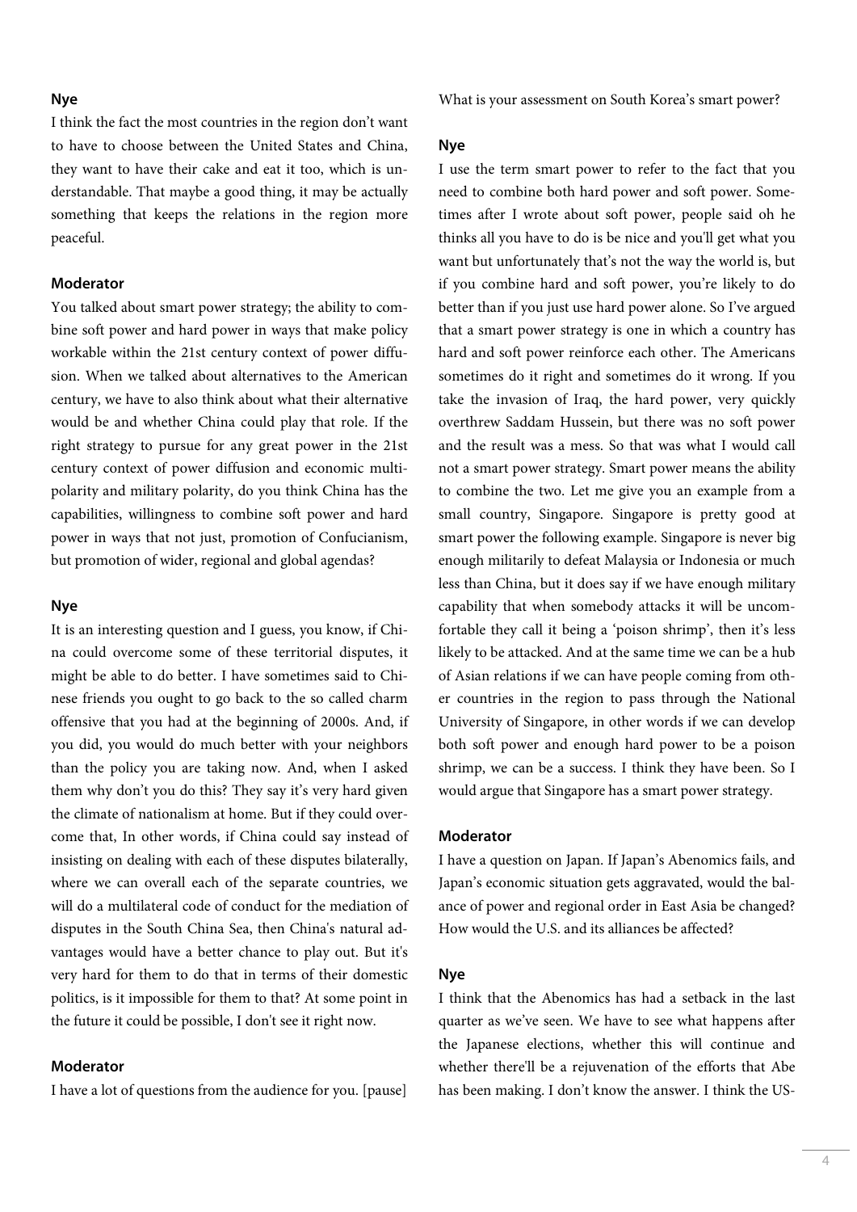**Nye**

I think the fact the most countries in the region don't want to have to choose between the United States and China, they want to have their cake and eat it too, which is understandable. That maybe a good thing, it may be actually something that keeps the relations in the region more peaceful.

**Moderator**

You talked about smart power strategy; the ability to combine soft power and hard power in ways that make policy workable within the 21st century context of power diffusion. When we talked about alternatives to the American century, we have to also think about what their alternative would be and whether China could play that role. If the right strategy to pursue for any great power in the 21st century context of power diffusion and economic multipolarity and military polarity, do you think China has the capabilities, willingness to combine soft power and hard power in ways that not just, promotion of Confucianism, but promotion of wider, regional and global agendas?

**Nye**

It is an interesting question and I guess, you know, if China could overcome some of these territorial disputes, it might be able to do better. I have sometimes said to Chinese friends you ought to go back to the so called charm offensive that you had at the beginning of 2000s. And, if you did, you would do much better with your neighbors than the policy you are taking now. And, when I asked them why don't you do this? They say it's very hard given the climate of nationalism at home. But if they could overcome that, In other words, if China could say instead of insisting on dealing with each of these disputes bilaterally, where we can overall each of the separate countries, we will do a multilateral code of conduct for the mediation of disputes in the South China Sea, then China's natural advantages would have a better chance to play out. But it's very hard for them to do that in terms of their domestic politics, is it impossible for them to that? At some point in the future it could be possible, I don't see it right now.

**Moderator**

I have a lot of questions from the audience for you. [pause] What is your assessment on South Korea's smart power?

**Nye**

I use the term smart power to refer to the fact that you need to combine both hard power and soft power. Sometimes after I wrote about soft power, people said oh he thinks all you have to do is be nice and you'll get what you want but unfortunately that's not the way the world is, but if you combine hard and soft power, you're likely to do better than if you just use hard power alone. So I've argued that a smart power strategy is one in which a country has hard and soft power reinforce each other. The Americans sometimes do it right and sometimes do it wrong. If you take the invasion of Iraq, the hard power, very quickly overthrew Saddam Hussein, but there was no soft power and the result was a mess. So that was what I would call not a smart power strategy. Smart power means the ability to combine the two. Let me give you an example from a small country, Singapore. Singapore is pretty good at smart power the following example. Singapore is never big enough militarily to defeat Malaysia or Indonesia or much less than China, but it does say if we have enough military capability that when somebody attacks it will be uncomfortable they call it being a 'poison shrimp', then it's less likely to be attacked. And at the same time we can be a hub of Asian relations if we can have people coming from other countries in the region to pass through the National University of Singapore, in other words if we can develop both soft power and enough hard power to be a poison shrimp, we can be a success. I think they have been. So I would argue that Singapore has a smart power strategy.

**Moderator**

I have a question on Japan. If Japan's Abenomics fails, and Japan's economic situation gets aggravated, would the balance of power and regional order in East Asia be changed? How would the U.S. and its alliances be affected?

**Nye**

I think that the Abenomics has had a setback in the last quarter as we've seen. We have to see what happens after the Japanese elections, whether this will continue and whether there'll be a rejuvenation of the efforts that Abe has been making. I don't know the answer. I think the US-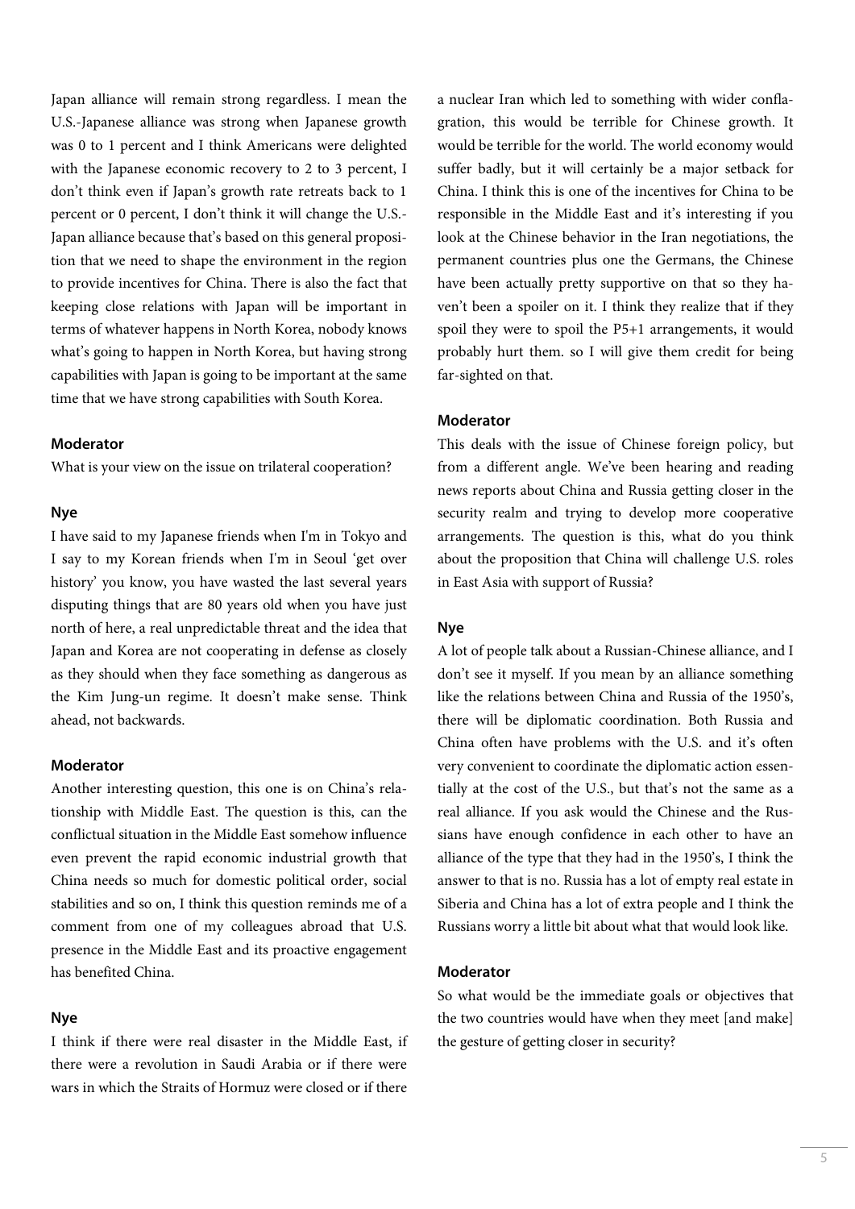Japan alliance will remain strong regardless. I mean the U.S.-Japanese alliance was strong when Japanese growth was 0 to 1 percent and I think Americans were delighted with the Japanese economic recovery to 2 to 3 percent, I don't think even if Japan's growth rate retreats back to 1 percent or 0 percent, I don't think it will change the U.S.-Japan alliance because that's based on this general proposition that we need to shape the environment in the region to provide incentives for China. There is also the fact that keeping close relations with Japan will be important in terms of whatever happens in North Korea, nobody knows what's going to happen in North Korea, but having strong capabilities with Japan is going to be important at the same time that we have strong capabilities with South Korea.

**Moderator**

What is your view on the issue on trilateral cooperation?

**Nye**

I have said to my Japanese friends when I'm in Tokyo and I say to my Korean friends when I'm in Seoul 'get over history' you know, you have wasted the last several years disputing things that are 80 years old when you have just north of here, a real unpredictable threat and the idea that Japan and Korea are not cooperating in defense as closely as they should when they face something as dangerous as the Kim Jung-un regime. It doesn't make sense. Think ahead, not backwards.

**Moderator**

Another interesting question, this one is on China's relationship with Middle East. The question is this, can the conflictual situation in the Middle East somehow influence even prevent the rapid economic industrial growth that China needs so much for domestic political order, social stabilities and so on, I think this question reminds me of a comment from one of my colleagues abroad that U.S. presence in the Middle East and its proactive engagement has benefited China.

**Nye**

I think if there were real disaster in the Middle East, if there were a revolution in Saudi Arabia or if there were wars in which the Straits of Hormuz were closed or if there a nuclear Iran which led to something with wider conflagration, this would be terrible for Chinese growth. It would be terrible for the world. The world economy would suffer badly, but it will certainly be a major setback for China. I think this is one of the incentives for China to be responsible in the Middle East and it's interesting if you look at the Chinese behavior in the Iran negotiations, the permanent countries plus one the Germans, the Chinese have been actually pretty supportive on that so they haven't been a spoiler on it. I think they realize that if they spoil they were to spoil the P5+1 arrangements, it would probably hurt them. so I will give them credit for being far-sighted on that.

**Moderator**

This deals with the issue of Chinese foreign policy, but from a different angle. We've been hearing and reading news reports about China and Russia getting closer in the security realm and trying to develop more cooperative arrangements. The question is this, what do you think about the proposition that China will challenge U.S. roles in East Asia with support of Russia?

**Nye**

A lot of people talk about a Russian-Chinese alliance, and I don't see it myself. If you mean by an alliance something like the relations between China and Russia of the 1950's, there will be diplomatic coordination. Both Russia and China often have problems with the U.S. and it's often very convenient to coordinate the diplomatic action essentially at the cost of the U.S., but that's not the same as a real alliance. If you ask would the Chinese and the Russians have enough confidence in each other to have an alliance of the type that they had in the 1950's, I think the answer to that is no. Russia has a lot of empty real estate in Siberia and China has a lot of extra people and I think the Russians worry a little bit about what that would look like.

**Moderator**

So what would be the immediate goals or objectives that the two countries would have when they meet [and make] the gesture of getting closer in security?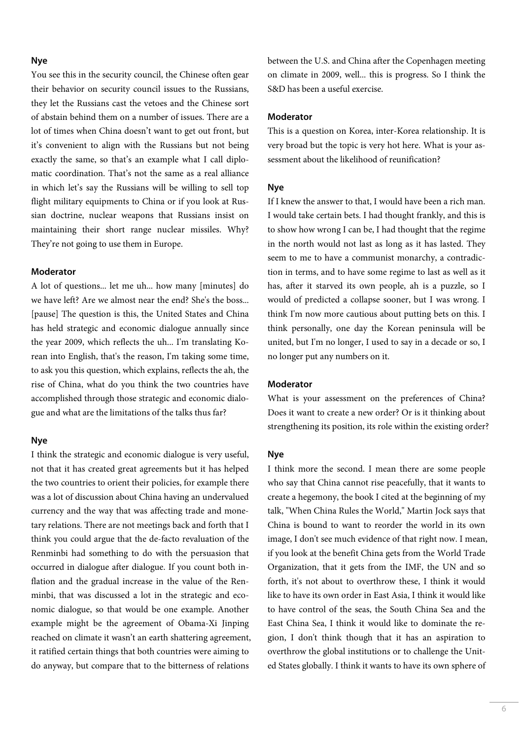**Nye**

You see this in the security council, the Chinese often gear their behavior on security council issues to the Russians, they let the Russians cast the vetoes and the Chinese sort of abstain behind them on a number of issues. There are a lot of times when China doesn't want to get out front, but it's convenient to align with the Russians but not being exactly the same, so that's an example what I call diplomatic coordination. That's not the same as a real alliance in which let's say the Russians will be willing to sell top flight military equipments to China or if you look at Russian doctrine, nuclear weapons that Russians insist on maintaining their short range nuclear missiles. Why? They're not going to use them in Europe.

**Moderator**

A lot of questions... let me uh... how many [minutes] do we have left? Are we almost near the end? She's the boss... [pause] The question is this, the United States and China has held strategic and economic dialogue annually since the year 2009, which reflects the uh... I'm translating Korean into English, that's the reason, I'm taking some time, to ask you this question, which explains, reflects the ah, the rise of China, what do you think the two countries have accomplished through those strategic and economic dialogue and what are the limitations of the talks thus far?

**Nye**

I think the strategic and economic dialogue is very useful, not that it has created great agreements but it has helped the two countries to orient their policies, for example there was a lot of discussion about China having an undervalued currency and the way that was affecting trade and monetary relations. There are not meetings back and forth that I think you could argue that the de-facto revaluation of the Renminbi had something to do with the persuasion that occurred in dialogue after dialogue. If you count both inflation and the gradual increase in the value of the Renminbi, that was discussed a lot in the strategic and economic dialogue, so that would be one example. Another example might be the agreement of Obama-Xi Jinping reached on climate it wasn't an earth shattering agreement, it ratified certain things that both countries were aiming to do anyway, but compare that to the bitterness of relations between the U.S. and China after the Copenhagen meeting on climate in 2009, well... this is progress. So I think the S&D has been a useful exercise.

**Moderator**

This is a question on Korea, inter-Korea relationship. It is very broad but the topic is very hot here. What is your assessment about the likelihood of reunification?

**Nye**

If I knew the answer to that, I would have been a rich man. I would take certain bets. I had thought frankly, and this is to show how wrong I can be, I had thought that the regime in the north would not last as long as it has lasted. They seem to me to have a communist monarchy, a contradiction in terms, and to have some regime to last as well as it has, after it starved its own people, ah is a puzzle, so I would of predicted a collapse sooner, but I was wrong. I think I'm now more cautious about putting bets on this. I think personally, one day the Korean peninsula will be united, but I'm no longer, I used to say in a decade or so, I no longer put any numbers on it.

**Moderator**

What is your assessment on the preferences of China? Does it want to create a new order? Or is it thinking about strengthening its position, its role within the existing order?

**Nye**

I think more the second. I mean there are some people who say that China cannot rise peacefully, that it wants to create a hegemony, the book I cited at the beginning of my talk, "When China Rules the World," Martin Jock says that China is bound to want to reorder the world in its own image, I don't see much evidence of that right now. I mean, if you look at the benefit China gets from the World Trade Organization, that it gets from the IMF, the UN and so forth, it's not about to overthrow these, I think it would like to have its own order in East Asia, I think it would like to have control of the seas, the South China Sea and the East China Sea, I think it would like to dominate the region, I don't think though that it has an aspiration to overthrow the global institutions or to challenge the United States globally. I think it wants to have its own sphere of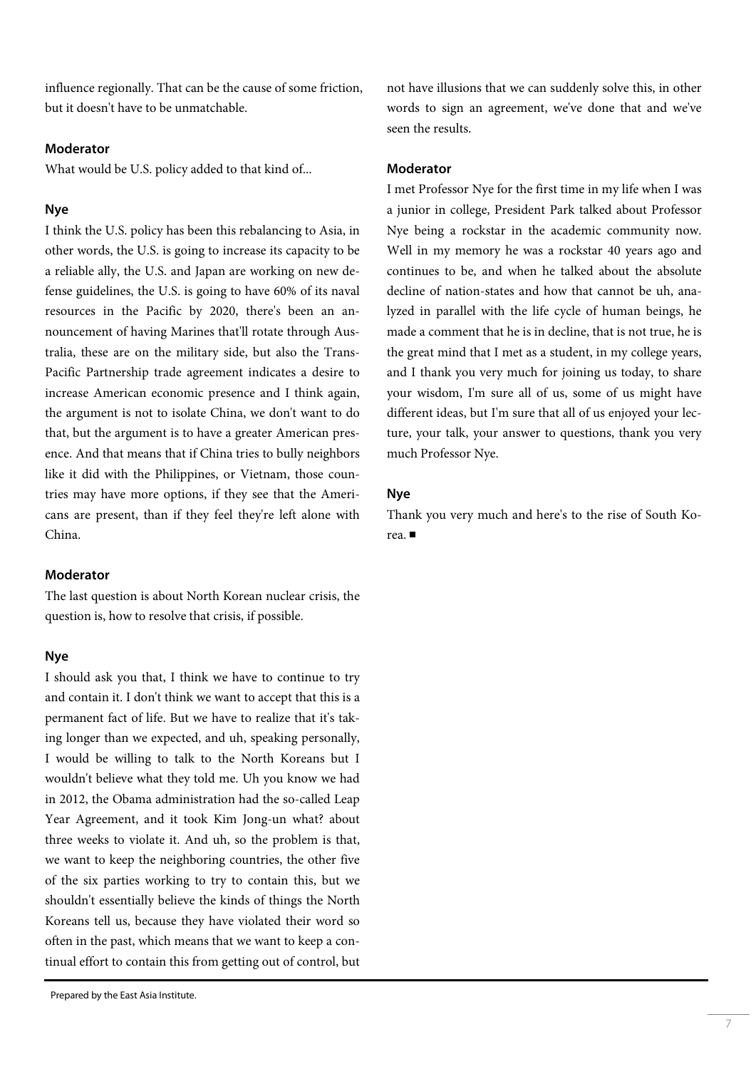influence regionally. That can be the cause of some friction, but it doesn't have to be unmatchable.

**Moderator**

What would be U.S. policy added to that kind of...

**Nye**

I think the U.S. policy has been this rebalancing to Asia, in other words, the U.S. is going to increase its capacity to be a reliable ally, the U.S. and Japan are working on new defense guidelines, the U.S. is going to have 60% of its naval resources in the Pacific by 2020, there's been an announcement of having Marines that'll rotate through Australia, these are on the military side, but also the Trans-Pacific Partnership trade agreement indicates a desire to increase American economic presence and I think again, the argument is not to isolate China, we don't want to do that, but the argument is to have a greater American presence. And that means that if China tries to bully neighbors like it did with the Philippines, or Vietnam, those countries may have more options, if they see that the Americans are present, than if they feel they're left alone with China.

**Moderator**

The last question is about North Korean nuclear crisis, the question is, how to resolve that crisis, if possible.

**Nye**

I should ask you that, I think we have to continue to try and contain it. I don't think we want to accept that this is a permanent fact of life. But we have to realize that it's taking longer than we expected, and uh, speaking personally, I would be willing to talk to the North Koreans but I wouldn't believe what they told me. Uh you know we had in 2012, the Obama administration had the so-called Leap Year Agreement, and it took Kim Jong-un what? about three weeks to violate it. And uh, so the problem is that, we want to keep the neighboring countries, the other five of the six parties working to try to contain this, but we shouldn't essentially believe the kinds of things the North Koreans tell us, because they have violated their word so often in the past, which means that we want to keep a continual effort to contain this from getting out of control, but not have illusions that we can suddenly solve this, in other words to sign an agreement, we've done that and we've seen the results.

**Moderator**

I met Professor Nye for the first time in my life when I was a junior in college, President Park talked about Professor Nye being a rockstar in the academic community now. Well in my memory he was a rockstar 40 years ago and continues to be, and when he talked about the absolute decline of nation-states and how that cannot be uh, analyzed in parallel with the life cycle of human beings, he made a comment that he is in decline, that is not true, he is the great mind that I met as a student, in my college years, and I thank you very much for joining us today, to share your wisdom, I'm sure all of us, some of us might have different ideas, but I'm sure that all of us enjoyed your lecture, your talk, your answer to questions, thank you very much Professor Nye.

**Nye**

Thank you very much and here's to the rise of South Korea. ■

Prepared by the East Asia Institute.